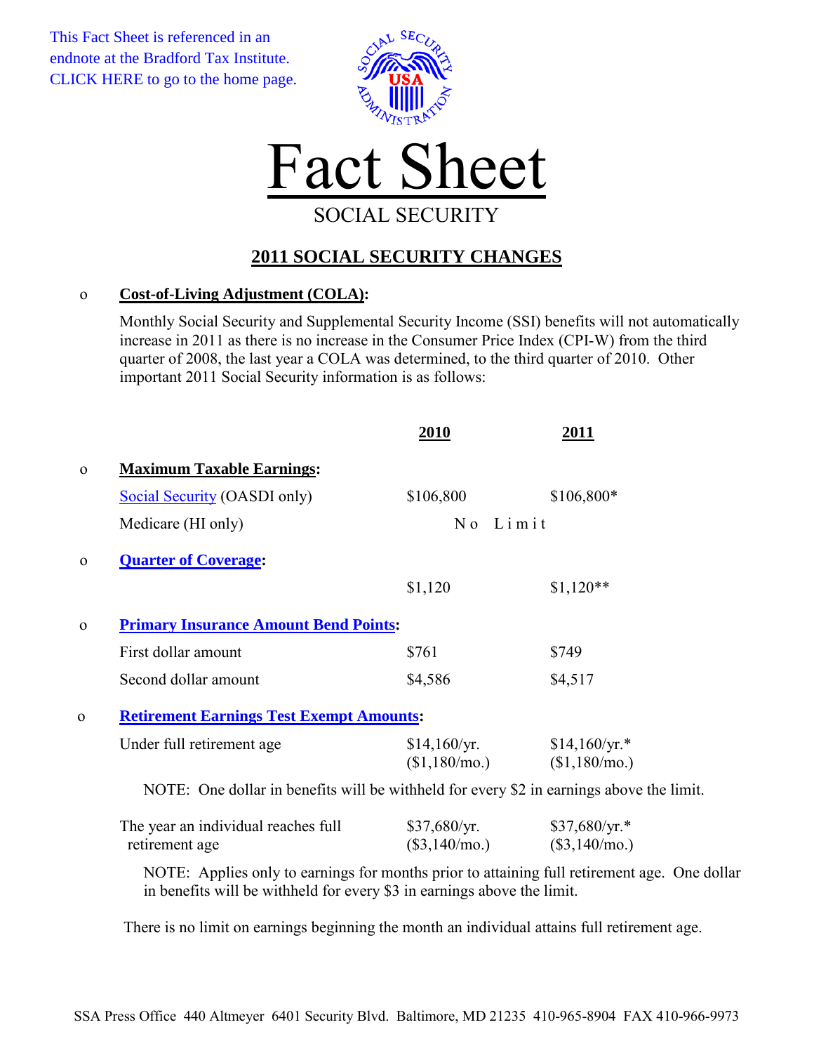This Fact Sheet is referenced in an endnote at the Bradford Tax Institute. CLICK HERE to go to the home page.

# Fact Sheet

SOCIAL SECURITY

## 2011 SOCIAL SECURITY CHANGES

- **Cost-of-Living Adjustment (COLA):**

  Monthly Social Security and Supplemental Security Income (SSI) benefits will not automatically increase in 2011 as there is no increase in the Consumer Price Index (CPI-W) from the third quarter of 2008, the last year a COLA was determined, to the third quarter of 2010. Other important 2011 Social Security information is as follows:

| | **2010** | **2011** |
|---|---|---|
| **Maximum Taxable Earnings:** | | |
| Social Security (OASDI only) | $106,800 | $106,800* |
| Medicare (HI only) | No Limit | |
| **Quarter of Coverage:** | | |
| | $1,120 | $1,120** |
| **Primary Insurance Amount Bend Points:** | | |
| First dollar amount | $761 | $749 |
| Second dollar amount | $4,586 | $4,517 |
| **Retirement Earnings Test Exempt Amounts:** | | |
| Under full retirement age | $14,160/yr. ($1,180/mo.) | $14,160/yr.* ($1,180/mo.) |

NOTE: One dollar in benefits will be withheld for every $2 in earnings above the limit.

| | | |
|---|---|---|
| The year an individual reaches full retirement age | $37,680/yr. ($3,140/mo.) | $37,680/yr.* ($3,140/mo.) |

NOTE: Applies only to earnings for months prior to attaining full retirement age. One dollar in benefits will be withheld for every $3 in earnings above the limit.

There is no limit on earnings beginning the month an individual attains full retirement age.

SSA Press Office 440 Altmeyer 6401 Security Blvd. Baltimore, MD 21235 410-965-8904 FAX 410-966-9973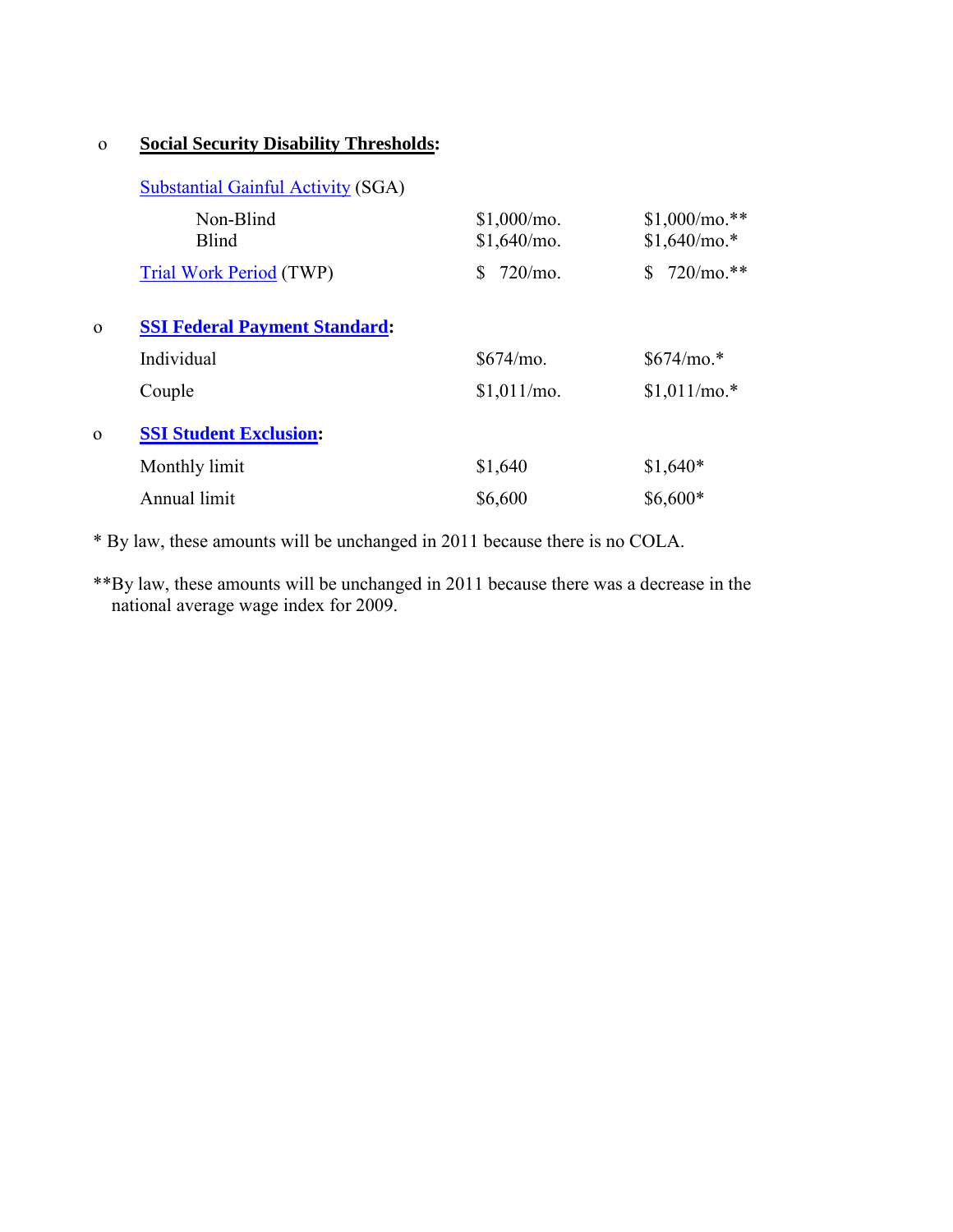- **Social Security Disability Thresholds:**

| | | |
|---|---|---|
| Substantial Gainful Activity (SGA) | | |
| Non-Blind | $1,000/mo. | $1,000/mo.** |
| Blind | $1,640/mo. | $1,640/mo.* |
| Trial Work Period (TWP) | $ 720/mo. | $ 720/mo.** |

- **SSI Federal Payment Standard:**

| | | |
|---|---|---|
| Individual | $674/mo. | $674/mo.* |
| Couple | $1,011/mo. | $1,011/mo.* |

- **SSI Student Exclusion:**

| | | |
|---|---|---|
| Monthly limit | $1,640 | $1,640* |
| Annual limit | $6,600 | $6,600* |

* By law, these amounts will be unchanged in 2011 because there is no COLA.

**By law, these amounts will be unchanged in 2011 because there was a decrease in the national average wage index for 2009.